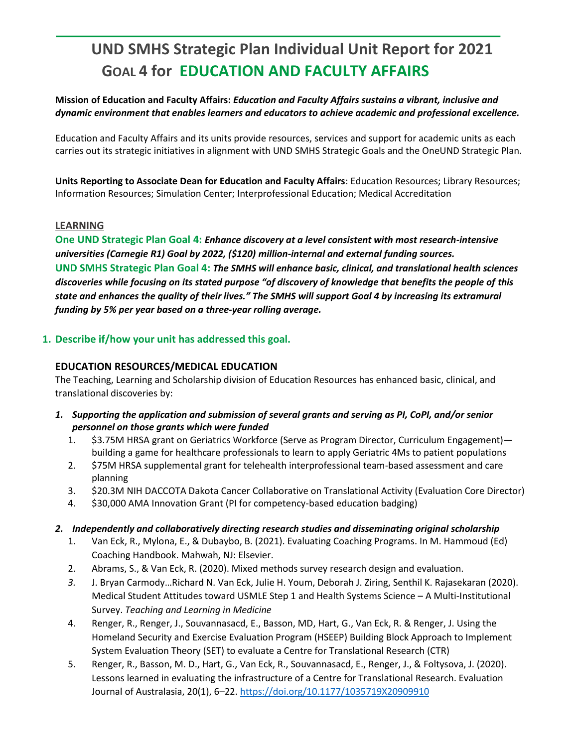# UND SMHS Strategic Plan Individual Unit Report for 2021
## Goal 4 for EDUCATION AND FACULTY AFFAIRS

**Mission of Education and Faculty Affairs:** ***Education and Faculty Affairs sustains a vibrant, inclusive and dynamic environment that enables learners and educators to achieve academic and professional excellence.***

Education and Faculty Affairs and its units provide resources, services and support for academic units as each carries out its strategic initiatives in alignment with UND SMHS Strategic Goals and the OneUND Strategic Plan.

**Units Reporting to Associate Dean for Education and Faculty Affairs**: Education Resources; Library Resources; Information Resources; Simulation Center; Interprofessional Education; Medical Accreditation

**LEARNING**

**One UND Strategic Plan Goal 4:** ***Enhance discovery at a level consistent with most research-intensive universities (Carnegie R1) Goal by 2022, ($120) million-internal and external funding sources.***
**UND SMHS Strategic Plan Goal 4:** ***The SMHS will enhance basic, clinical, and translational health sciences discoveries while focusing on its stated purpose "of discovery of knowledge that benefits the people of this state and enhances the quality of their lives." The SMHS will support Goal 4 by increasing its extramural funding by 5% per year based on a three-year rolling average.***

### 1. Describe if/how your unit has addressed this goal.

#### EDUCATION RESOURCES/MEDICAL EDUCATION

The Teaching, Learning and Scholarship division of Education Resources has enhanced basic, clinical, and translational discoveries by:

1. ***Supporting the application and submission of several grants and serving as PI, CoPI, and/or senior personnel on those grants which were funded***
   1. $3.75M HRSA grant on Geriatrics Workforce (Serve as Program Director, Curriculum Engagement)—building a game for healthcare professionals to learn to apply Geriatric 4Ms to patient populations
   2. $75M HRSA supplemental grant for telehealth interprofessional team-based assessment and care planning
   3. $20.3M NIH DACCOTA Dakota Cancer Collaborative on Translational Activity (Evaluation Core Director)
   4. $30,000 AMA Innovation Grant (PI for competency-based education badging)

2. ***Independently and collaboratively directing research studies and disseminating original scholarship***
   1. Van Eck, R., Mylona, E., & Dubaybo, B. (2021). Evaluating Coaching Programs. In M. Hammoud (Ed) Coaching Handbook. Mahwah, NJ: Elsevier.
   2. Abrams, S., & Van Eck, R. (2020). Mixed methods survey research design and evaluation.
   3. J. Bryan Carmody…Richard N. Van Eck, Julie H. Youm, Deborah J. Ziring, Senthil K. Rajasekaran (2020). Medical Student Attitudes toward USMLE Step 1 and Health Systems Science – A Multi-Institutional Survey. *Teaching and Learning in Medicine*
   4. Renger, R., Renger, J., Souvannasacd, E., Basson, MD, Hart, G., Van Eck, R. & Renger, J. Using the Homeland Security and Exercise Evaluation Program (HSEEP) Building Block Approach to Implement System Evaluation Theory (SET) to evaluate a Centre for Translational Research (CTR)
   5. Renger, R., Basson, M. D., Hart, G., Van Eck, R., Souvannasacd, E., Renger, J., & Foltysova, J. (2020). Lessons learned in evaluating the infrastructure of a Centre for Translational Research. Evaluation Journal of Australasia, 20(1), 6–22. https://doi.org/10.1177/1035719X20909910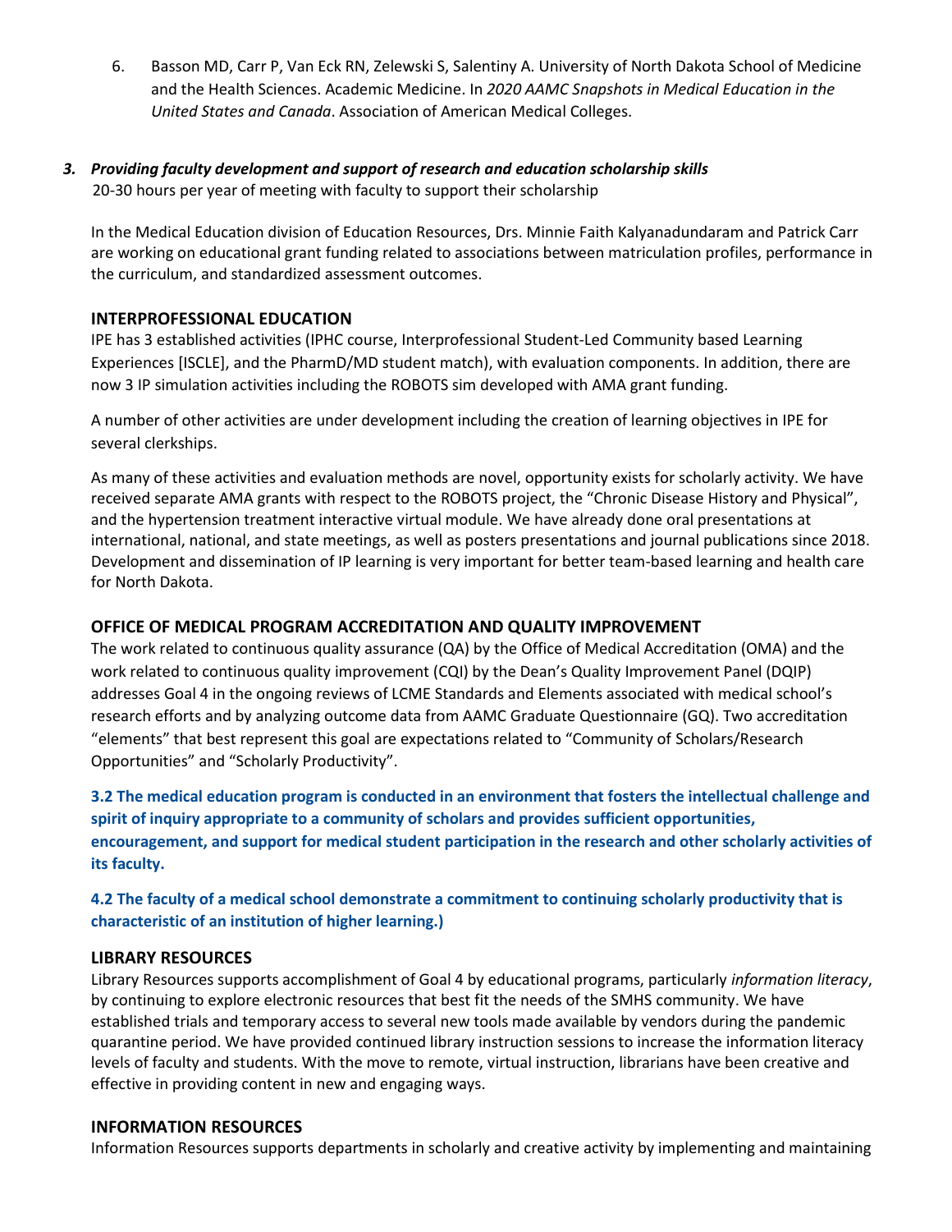6. Basson MD, Carr P, Van Eck RN, Zelewski S, Salentiny A. University of North Dakota School of Medicine and the Health Sciences. Academic Medicine. In *2020 AAMC Snapshots in Medical Education in the United States and Canada*. Association of American Medical Colleges.

### *3. Providing faculty development and support of research and education scholarship skills*

20-30 hours per year of meeting with faculty to support their scholarship

In the Medical Education division of Education Resources, Drs. Minnie Faith Kalyanadundaram and Patrick Carr are working on educational grant funding related to associations between matriculation profiles, performance in the curriculum, and standardized assessment outcomes.

## INTERPROFESSIONAL EDUCATION

IPE has 3 established activities (IPHC course, Interprofessional Student-Led Community based Learning Experiences [ISCLE], and the PharmD/MD student match), with evaluation components. In addition, there are now 3 IP simulation activities including the ROBOTS sim developed with AMA grant funding.

A number of other activities are under development including the creation of learning objectives in IPE for several clerkships.

As many of these activities and evaluation methods are novel, opportunity exists for scholarly activity. We have received separate AMA grants with respect to the ROBOTS project, the "Chronic Disease History and Physical", and the hypertension treatment interactive virtual module. We have already done oral presentations at international, national, and state meetings, as well as posters presentations and journal publications since 2018. Development and dissemination of IP learning is very important for better team-based learning and health care for North Dakota.

## OFFICE OF MEDICAL PROGRAM ACCREDITATION AND QUALITY IMPROVEMENT

The work related to continuous quality assurance (QA) by the Office of Medical Accreditation (OMA) and the work related to continuous quality improvement (CQI) by the Dean's Quality Improvement Panel (DQIP) addresses Goal 4 in the ongoing reviews of LCME Standards and Elements associated with medical school's research efforts and by analyzing outcome data from AAMC Graduate Questionnaire (GQ). Two accreditation "elements" that best represent this goal are expectations related to "Community of Scholars/Research Opportunities" and "Scholarly Productivity".

**3.2 The medical education program is conducted in an environment that fosters the intellectual challenge and spirit of inquiry appropriate to a community of scholars and provides sufficient opportunities, encouragement, and support for medical student participation in the research and other scholarly activities of its faculty.**

**4.2 The faculty of a medical school demonstrate a commitment to continuing scholarly productivity that is characteristic of an institution of higher learning.)**

## LIBRARY RESOURCES

Library Resources supports accomplishment of Goal 4 by educational programs, particularly *information literacy*, by continuing to explore electronic resources that best fit the needs of the SMHS community. We have established trials and temporary access to several new tools made available by vendors during the pandemic quarantine period. We have provided continued library instruction sessions to increase the information literacy levels of faculty and students. With the move to remote, virtual instruction, librarians have been creative and effective in providing content in new and engaging ways.

## INFORMATION RESOURCES

Information Resources supports departments in scholarly and creative activity by implementing and maintaining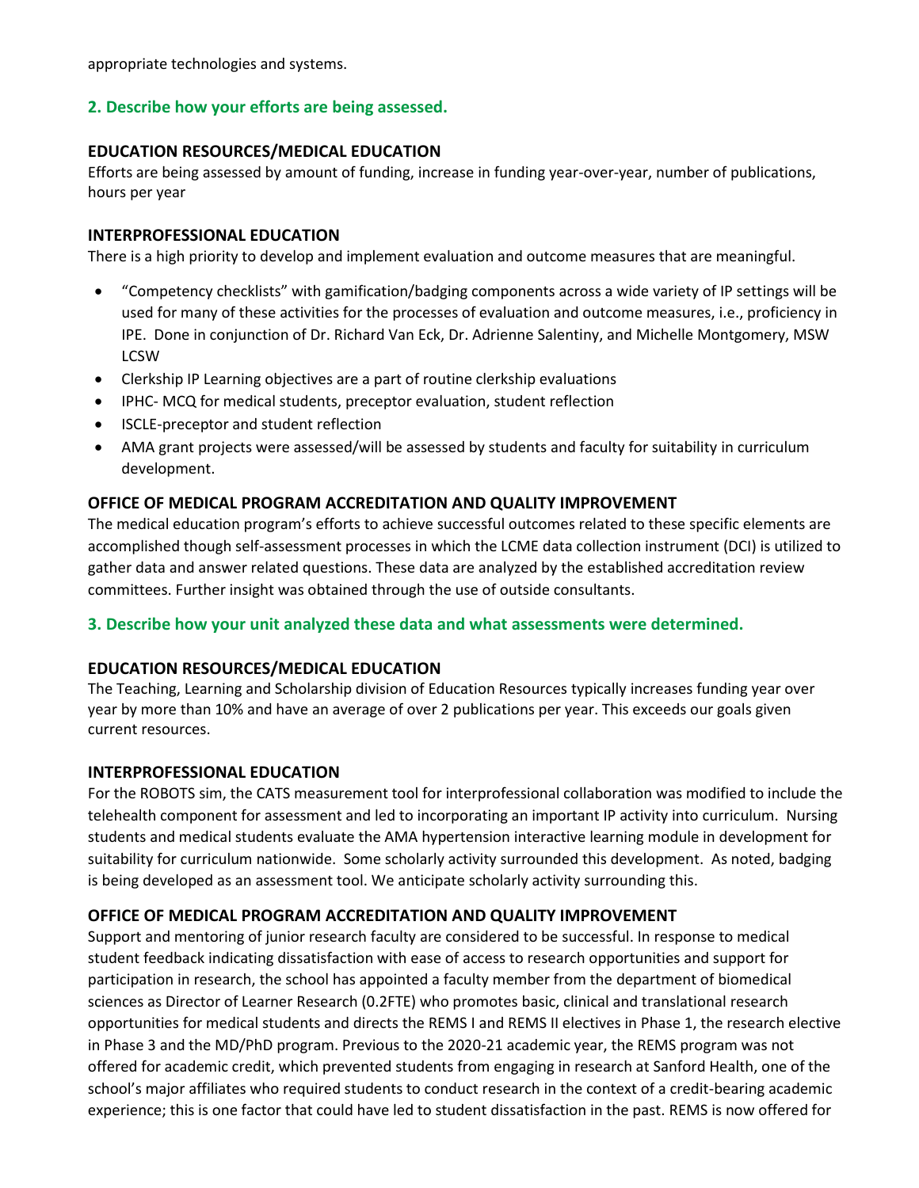appropriate technologies and systems.

## 2. Describe how your efforts are being assessed.

### EDUCATION RESOURCES/MEDICAL EDUCATION

Efforts are being assessed by amount of funding, increase in funding year-over-year, number of publications, hours per year

### INTERPROFESSIONAL EDUCATION

There is a high priority to develop and implement evaluation and outcome measures that are meaningful.

- "Competency checklists" with gamification/badging components across a wide variety of IP settings will be used for many of these activities for the processes of evaluation and outcome measures, i.e., proficiency in IPE. Done in conjunction of Dr. Richard Van Eck, Dr. Adrienne Salentiny, and Michelle Montgomery, MSW LCSW
- Clerkship IP Learning objectives are a part of routine clerkship evaluations
- IPHC- MCQ for medical students, preceptor evaluation, student reflection
- ISCLE-preceptor and student reflection
- AMA grant projects were assessed/will be assessed by students and faculty for suitability in curriculum development.

### OFFICE OF MEDICAL PROGRAM ACCREDITATION AND QUALITY IMPROVEMENT

The medical education program's efforts to achieve successful outcomes related to these specific elements are accomplished though self-assessment processes in which the LCME data collection instrument (DCI) is utilized to gather data and answer related questions. These data are analyzed by the established accreditation review committees. Further insight was obtained through the use of outside consultants.

## 3. Describe how your unit analyzed these data and what assessments were determined.

### EDUCATION RESOURCES/MEDICAL EDUCATION

The Teaching, Learning and Scholarship division of Education Resources typically increases funding year over year by more than 10% and have an average of over 2 publications per year. This exceeds our goals given current resources.

### INTERPROFESSIONAL EDUCATION

For the ROBOTS sim, the CATS measurement tool for interprofessional collaboration was modified to include the telehealth component for assessment and led to incorporating an important IP activity into curriculum. Nursing students and medical students evaluate the AMA hypertension interactive learning module in development for suitability for curriculum nationwide. Some scholarly activity surrounded this development. As noted, badging is being developed as an assessment tool. We anticipate scholarly activity surrounding this.

### OFFICE OF MEDICAL PROGRAM ACCREDITATION AND QUALITY IMPROVEMENT

Support and mentoring of junior research faculty are considered to be successful. In response to medical student feedback indicating dissatisfaction with ease of access to research opportunities and support for participation in research, the school has appointed a faculty member from the department of biomedical sciences as Director of Learner Research (0.2FTE) who promotes basic, clinical and translational research opportunities for medical students and directs the REMS I and REMS II electives in Phase 1, the research elective in Phase 3 and the MD/PhD program. Previous to the 2020-21 academic year, the REMS program was not offered for academic credit, which prevented students from engaging in research at Sanford Health, one of the school's major affiliates who required students to conduct research in the context of a credit-bearing academic experience; this is one factor that could have led to student dissatisfaction in the past. REMS is now offered for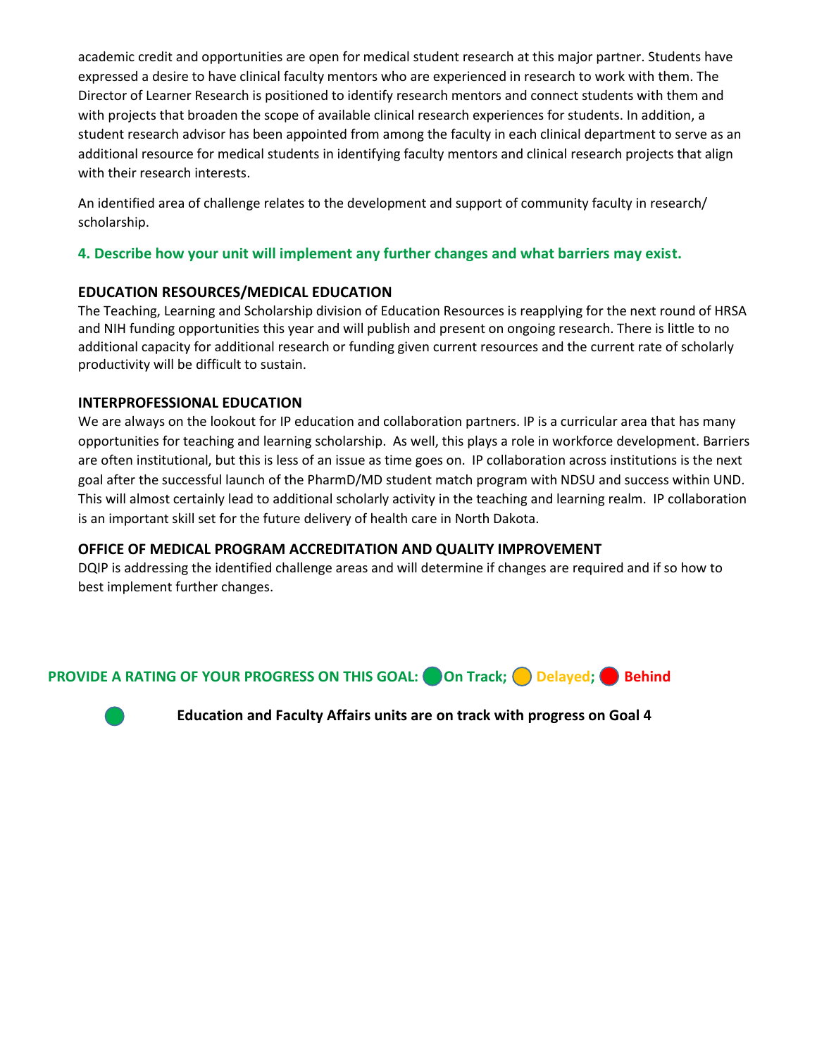academic credit and opportunities are open for medical student research at this major partner. Students have expressed a desire to have clinical faculty mentors who are experienced in research to work with them. The Director of Learner Research is positioned to identify research mentors and connect students with them and with projects that broaden the scope of available clinical research experiences for students. In addition, a student research advisor has been appointed from among the faculty in each clinical department to serve as an additional resource for medical students in identifying faculty mentors and clinical research projects that align with their research interests.

An identified area of challenge relates to the development and support of community faculty in research/ scholarship.

### 4. Describe how your unit will implement any further changes and what barriers may exist.

**EDUCATION RESOURCES/MEDICAL EDUCATION**

The Teaching, Learning and Scholarship division of Education Resources is reapplying for the next round of HRSA and NIH funding opportunities this year and will publish and present on ongoing research. There is little to no additional capacity for additional research or funding given current resources and the current rate of scholarly productivity will be difficult to sustain.

**INTERPROFESSIONAL EDUCATION**

We are always on the lookout for IP education and collaboration partners. IP is a curricular area that has many opportunities for teaching and learning scholarship. As well, this plays a role in workforce development. Barriers are often institutional, but this is less of an issue as time goes on. IP collaboration across institutions is the next goal after the successful launch of the PharmD/MD student match program with NDSU and success within UND. This will almost certainly lead to additional scholarly activity in the teaching and learning realm. IP collaboration is an important skill set for the future delivery of health care in North Dakota.

**OFFICE OF MEDICAL PROGRAM ACCREDITATION AND QUALITY IMPROVEMENT**

DQIP is addressing the identified challenge areas and will determine if changes are required and if so how to best implement further changes.

**PROVIDE A RATING OF YOUR PROGRESS ON THIS GOAL: On Track; Delayed; Behind**

**Education and Faculty Affairs units are on track with progress on Goal 4**